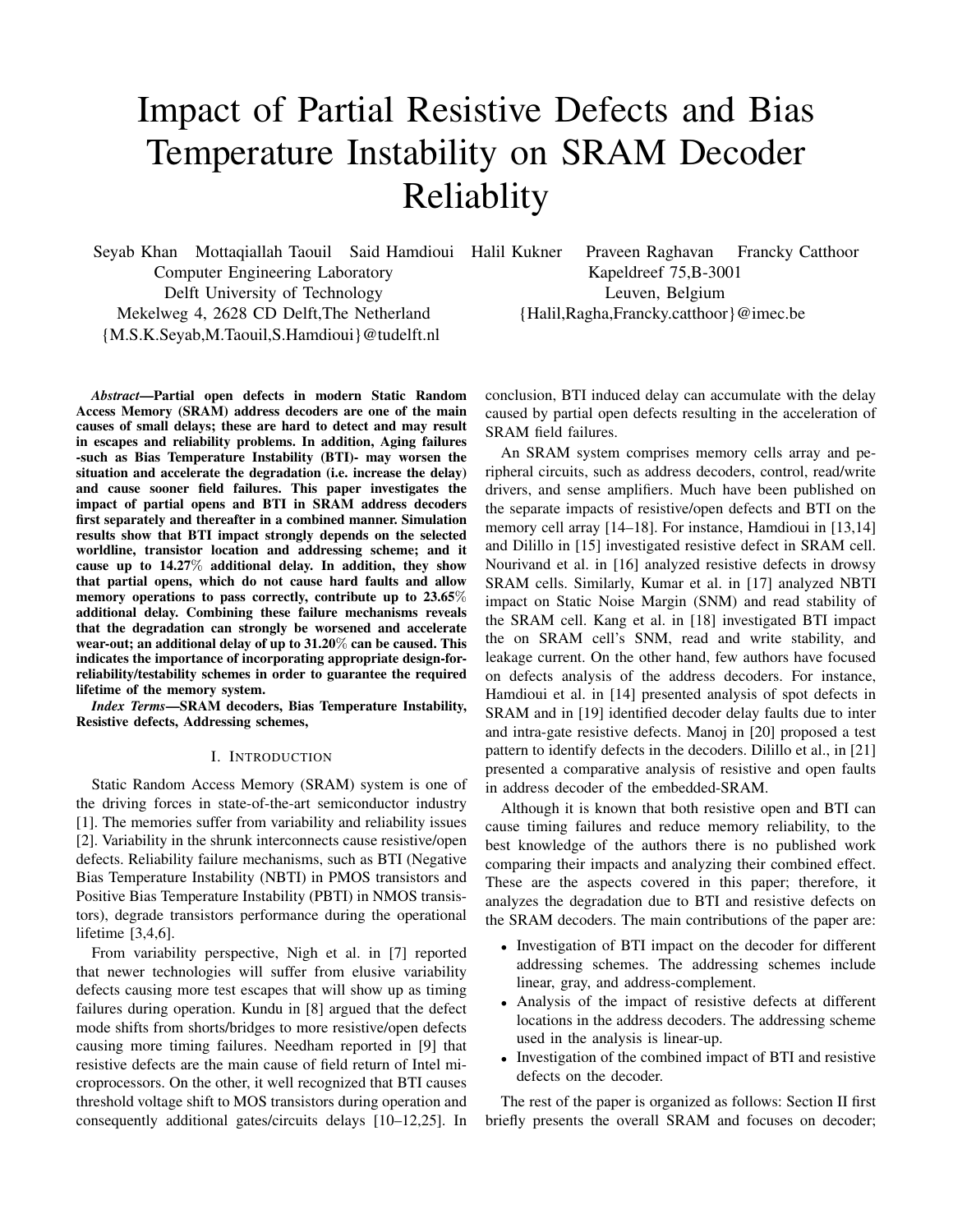# Impact of Partial Resistive Defects and Bias Temperature Instability on SRAM Decoder Reliablity

Seyab Khan Mottaqiallah Taouil Said Hamdioui Halil Kukner Praveen Raghavan Francky Catthoor

Computer Engineering Laboratory
Delft University of Technology
Mekelweg 4, 2628 CD Delft,The Netherland
{M.S.K.Seyab,M.Taouil,S.Hamdioui}@tudelft.nl

Kapeldreef 75,B-3001
Leuven, Belgium
{Halil,Ragha,Francky.catthoor}@imec.be

***Abstract*—Partial open defects in modern Static Random Access Memory (SRAM) address decoders are one of the main causes of small delays; these are hard to detect and may result in escapes and reliability problems. In addition, Aging failures -such as Bias Temperature Instability (BTI)- may worsen the situation and accelerate the degradation (i.e. increase the delay) and cause sooner field failures. This paper investigates the impact of partial opens and BTI in SRAM address decoders first separately and thereafter in a combined manner. Simulation results show that BTI impact strongly depends on the selected worldline, transistor location and addressing scheme; and it cause up to 14.27% additional delay. In addition, they show that partial opens, which do not cause hard faults and allow memory operations to pass correctly, contribute up to 23.65% additional delay. Combining these failure mechanisms reveals that the degradation can strongly be worsened and accelerate wear-out; an additional delay of up to 31.20% can be caused. This indicates the importance of incorporating appropriate design-for-reliability/testability schemes in order to guarantee the required lifetime of the memory system.**

***Index Terms*—SRAM decoders, Bias Temperature Instability, Resistive defects, Addressing schemes,**

## I. Introduction

Static Random Access Memory (SRAM) system is one of the driving forces in state-of-the-art semiconductor industry [1]. The memories suffer from variability and reliability issues [2]. Variability in the shrunk interconnects cause resistive/open defects. Reliability failure mechanisms, such as BTI (Negative Bias Temperature Instability (NBTI) in PMOS transistors and Positive Bias Temperature Instability (PBTI) in NMOS transistors), degrade transistors performance during the operational lifetime [3,4,6].

From variability perspective, Nigh et al. in [7] reported that newer technologies will suffer from elusive variability defects causing more test escapes that will show up as timing failures during operation. Kundu in [8] argued that the defect mode shifts from shorts/bridges to more resistive/open defects causing more timing failures. Needham reported in [9] that resistive defects are the main cause of field return of Intel microprocessors. On the other, it well recognized that BTI causes threshold voltage shift to MOS transistors during operation and consequently additional gates/circuits delays [10–12,25]. In conclusion, BTI induced delay can accumulate with the delay caused by partial open defects resulting in the acceleration of SRAM field failures.

An SRAM system comprises memory cells array and peripheral circuits, such as address decoders, control, read/write drivers, and sense amplifiers. Much have been published on the separate impacts of resistive/open defects and BTI on the memory cell array [14–18]. For instance, Hamdioui in [13,14] and Dilillo in [15] investigated resistive defect in SRAM cell. Nourivand et al. in [16] analyzed resistive defects in drowsy SRAM cells. Similarly, Kumar et al. in [17] analyzed NBTI impact on Static Noise Margin (SNM) and read stability of the SRAM cell. Kang et al. in [18] investigated BTI impact the on SRAM cell's SNM, read and write stability, and leakage current. On the other hand, few authors have focused on defects analysis of the address decoders. For instance, Hamdioui et al. in [14] presented analysis of spot defects in SRAM and in [19] identified decoder delay faults due to inter and intra-gate resistive defects. Manoj in [20] proposed a test pattern to identify defects in the decoders. Dilillo et al., in [21] presented a comparative analysis of resistive and open faults in address decoder of the embedded-SRAM.

Although it is known that both resistive open and BTI can cause timing failures and reduce memory reliability, to the best knowledge of the authors there is no published work comparing their impacts and analyzing their combined effect. These are the aspects covered in this paper; therefore, it analyzes the degradation due to BTI and resistive defects on the SRAM decoders. The main contributions of the paper are:

- Investigation of BTI impact on the decoder for different addressing schemes. The addressing schemes include linear, gray, and address-complement.
- Analysis of the impact of resistive defects at different locations in the address decoders. The addressing scheme used in the analysis is linear-up.
- Investigation of the combined impact of BTI and resistive defects on the decoder.

The rest of the paper is organized as follows: Section II first briefly presents the overall SRAM and focuses on decoder;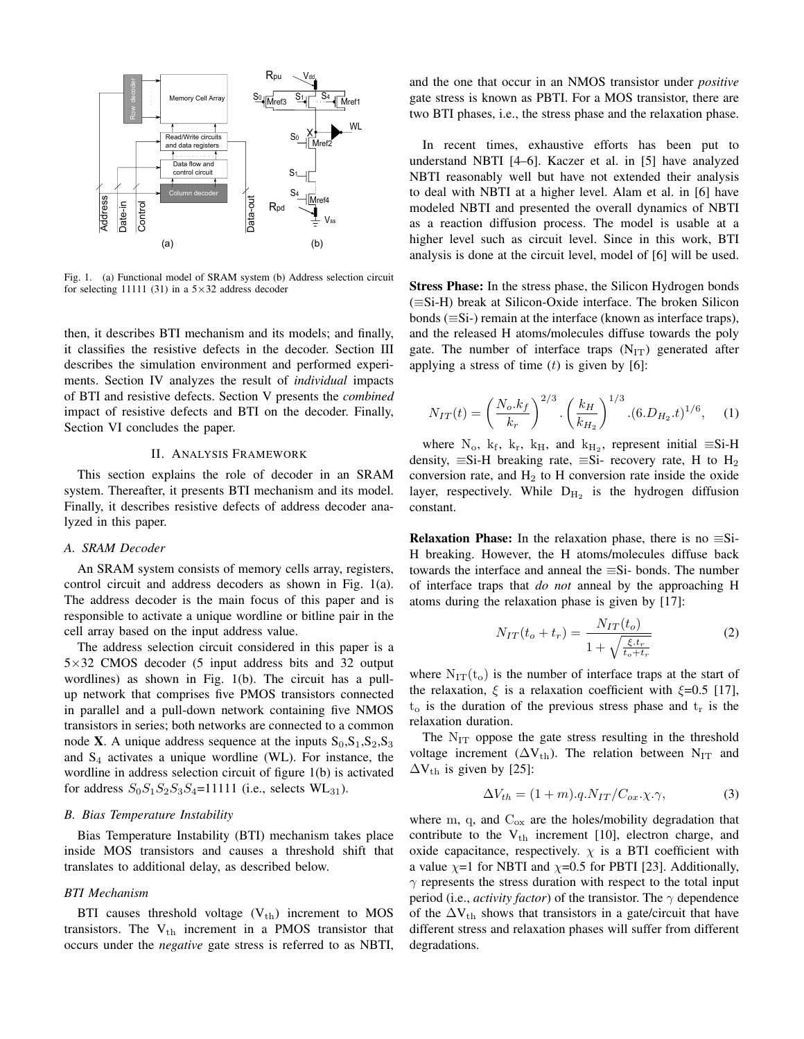Fig. 1. (a) Functional model of SRAM system (b) Address selection circuit for selecting 11111 (31) in a 5×32 address decoder

then, it describes BTI mechanism and its models; and finally, it classifies the resistive defects in the decoder. Section III describes the simulation environment and performed experiments. Section IV analyzes the result of *individual* impacts of BTI and resistive defects. Section V presents the *combined* impact of resistive defects and BTI on the decoder. Finally, Section VI concludes the paper.

## II. Analysis Framework

This section explains the role of decoder in an SRAM system. Thereafter, it presents BTI mechanism and its model. Finally, it describes resistive defects of address decoder analyzed in this paper.

### A. SRAM Decoder

An SRAM system consists of memory cells array, registers, control circuit and address decoders as shown in Fig. 1(a). The address decoder is the main focus of this paper and is responsible to activate a unique wordline or bitline pair in the cell array based on the input address value.

The address selection circuit considered in this paper is a 5×32 CMOS decoder (5 input address bits and 32 output wordlines) as shown in Fig. 1(b). The circuit has a pull-up network that comprises five PMOS transistors connected in parallel and a pull-down network containing five NMOS transistors in series; both networks are connected to a common node **X**. A unique address sequence at the inputs $S_0$,$S_1$,$S_2$,$S_3$ and $S_4$ activates a unique wordline (WL). For instance, the wordline in address selection circuit of figure 1(b) is activated for address $S_0S_1S_2S_3S_4$=11111 (i.e., selects $WL_{31}$).

### B. Bias Temperature Instability

Bias Temperature Instability (BTI) mechanism takes place inside MOS transistors and causes a threshold shift that translates to additional delay, as described below.

#### BTI Mechanism

BTI causes threshold voltage ($V_{th}$) increment to MOS transistors. The $V_{th}$ increment in a PMOS transistor that occurs under the *negative* gate stress is referred to as NBTI, and the one that occur in an NMOS transistor under *positive* gate stress is known as PBTI. For a MOS transistor, there are two BTI phases, i.e., the stress phase and the relaxation phase.

In recent times, exhaustive efforts has been put to understand NBTI [4–6]. Kaczer et al. in [5] have analyzed NBTI reasonably well but have not extended their analysis to deal with NBTI at a higher level. Alam et al. in [6] have modeled NBTI and presented the overall dynamics of NBTI as a reaction diffusion process. The model is usable at a higher level such as circuit level. Since in this work, BTI analysis is done at the circuit level, model of [6] will be used.

**Stress Phase:** In the stress phase, the Silicon Hydrogen bonds (≡Si-H) break at Silicon-Oxide interface. The broken Silicon bonds (≡Si-) remain at the interface (known as interface traps), and the released H atoms/molecules diffuse towards the poly gate. The number of interface traps ($N_{IT}$) generated after applying a stress of time ($t$) is given by [6]:

$$N_{IT}(t) = \left(\frac{N_o.k_f}{k_r}\right)^{2/3} . \left(\frac{k_H}{k_{H_2}}\right)^{1/3} .(6.D_{H_2}.t)^{1/6}, \quad (1)$$

where $N_o$, $k_f$, $k_r$, $k_H$, and $k_{H_2}$, represent initial ≡Si-H density, ≡Si-H breaking rate, ≡Si- recovery rate, H to $H_2$ conversion rate, and $H_2$ to H conversion rate inside the oxide layer, respectively. While $D_{H_2}$ is the hydrogen diffusion constant.

**Relaxation Phase:** In the relaxation phase, there is no ≡Si-H breaking. However, the H atoms/molecules diffuse back towards the interface and anneal the ≡Si- bonds. The number of interface traps that *do not* anneal by the approaching H atoms during the relaxation phase is given by [17]:

$$N_{IT}(t_o + t_r) = \frac{N_{IT}(t_o)}{1 + \sqrt{\frac{\xi.t_r}{t_o+t_r}}} \quad (2)$$

where $N_{IT}(t_o)$ is the number of interface traps at the start of the relaxation, $\xi$ is a relaxation coefficient with $\xi$=0.5 [17], $t_o$ is the duration of the previous stress phase and $t_r$ is the relaxation duration.

The $N_{IT}$ oppose the gate stress resulting in the threshold voltage increment ($\Delta V_{th}$). The relation between $N_{IT}$ and $\Delta V_{th}$ is given by [25]:

$$\Delta V_{th} = (1 + m).q.N_{IT}/C_{ox}.\chi.\gamma, \quad (3)$$

where m, q, and $C_{ox}$ are the holes/mobility degradation that contribute to the $V_{th}$ increment [10], electron charge, and oxide capacitance, respectively. $\chi$ is a BTI coefficient with a value $\chi$=1 for NBTI and $\chi$=0.5 for PBTI [23]. Additionally, $\gamma$ represents the stress duration with respect to the total input period (i.e., *activity factor*) of the transistor. The $\gamma$ dependence of the $\Delta V_{th}$ shows that transistors in a gate/circuit that have different stress and relaxation phases will suffer from different degradations.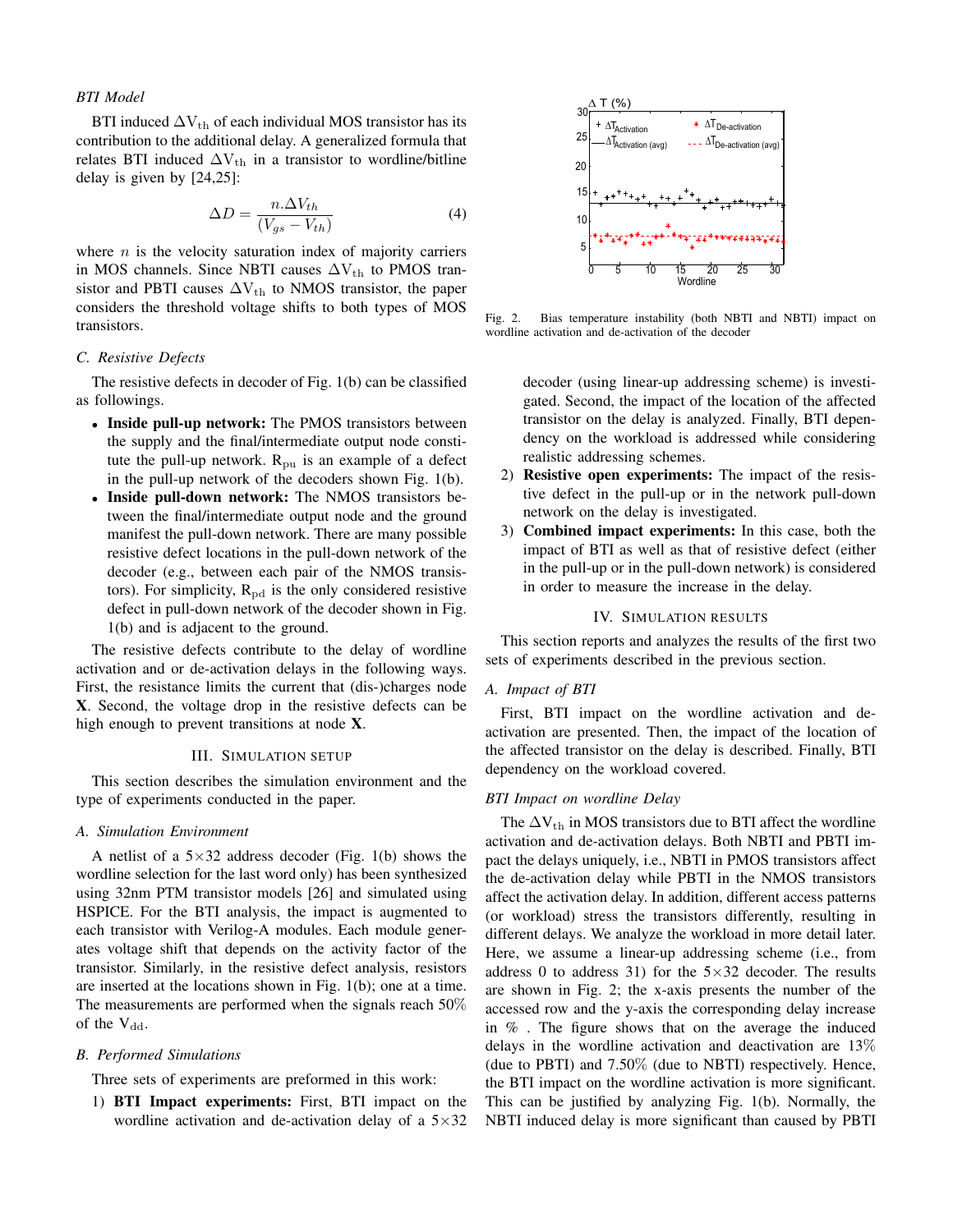*BTI Model*

BTI induced $\Delta V_{th}$ of each individual MOS transistor has its contribution to the additional delay. A generalized formula that relates BTI induced $\Delta V_{th}$ in a transistor to wordline/bitline delay is given by [24,25]:

$$\Delta D = \frac{n.\Delta V_{th}}{(V_{gs} - V_{th})} \tag{4}$$

where $n$ is the velocity saturation index of majority carriers in MOS channels. Since NBTI causes $\Delta V_{th}$ to PMOS transistor and PBTI causes $\Delta V_{th}$ to NMOS transistor, the paper considers the threshold voltage shifts to both types of MOS transistors.

### C. Resistive Defects

The resistive defects in decoder of Fig. 1(b) can be classified as followings.

- **Inside pull-up network:** The PMOS transistors between the supply and the final/intermediate output node constitute the pull-up network. $R_{pu}$ is an example of a defect in the pull-up network of the decoders shown Fig. 1(b).
- **Inside pull-down network:** The NMOS transistors between the final/intermediate output node and the ground manifest the pull-down network. There are many possible resistive defect locations in the pull-down network of the decoder (e.g., between each pair of the NMOS transistors). For simplicity, $R_{pd}$ is the only considered resistive defect in pull-down network of the decoder shown in Fig. 1(b) and is adjacent to the ground.

The resistive defects contribute to the delay of wordline activation and or de-activation delays in the following ways. First, the resistance limits the current that (dis-)charges node **X**. Second, the voltage drop in the resistive defects can be high enough to prevent transitions at node **X**.

## III. Simulation Setup

This section describes the simulation environment and the type of experiments conducted in the paper.

### A. Simulation Environment

A netlist of a 5×32 address decoder (Fig. 1(b) shows the wordline selection for the last word only) has been synthesized using 32nm PTM transistor models [26] and simulated using HSPICE. For the BTI analysis, the impact is augmented to each transistor with Verilog-A modules. Each module generates voltage shift that depends on the activity factor of the transistor. Similarly, in the resistive defect analysis, resistors are inserted at the locations shown in Fig. 1(b); one at a time. The measurements are performed when the signals reach 50% of the $V_{dd}$.

### B. Performed Simulations

Three sets of experiments are preformed in this work:

1) **BTI Impact experiments:** First, BTI impact on the wordline activation and de-activation delay of a 5×32 decoder (using linear-up addressing scheme) is investigated. Second, the impact of the location of the affected transistor on the delay is analyzed. Finally, BTI dependency on the workload is addressed while considering realistic addressing schemes.
2) **Resistive open experiments:** The impact of the resistive defect in the pull-up or in the network pull-down network on the delay is investigated.
3) **Combined impact experiments:** In this case, both the impact of BTI as well as that of resistive defect (either in the pull-up or in the pull-down network) is considered in order to measure the increase in the delay.

Fig. 2. Bias temperature instability (both NBTI and NBTI) impact on wordline activation and de-activation of the decoder

## IV. Simulation Results

This section reports and analyzes the results of the first two sets of experiments described in the previous section.

### A. Impact of BTI

First, BTI impact on the wordline activation and de-activation are presented. Then, the impact of the location of the affected transistor on the delay is described. Finally, BTI dependency on the workload covered.

*BTI Impact on wordline Delay*

The $\Delta V_{th}$ in MOS transistors due to BTI affect the wordline activation and de-activation delays. Both NBTI and PBTI impact the delays uniquely, i.e., NBTI in PMOS transistors affect the de-activation delay while PBTI in the NMOS transistors affect the activation delay. In addition, different access patterns (or workload) stress the transistors differently, resulting in different delays. We analyze the workload in more detail later. Here, we assume a linear-up addressing scheme (i.e., from address 0 to address 31) for the 5×32 decoder. The results are shown in Fig. 2; the x-axis presents the number of the accessed row and the y-axis the corresponding delay increase in % . The figure shows that on the average the induced delays in the wordline activation and deactivation are 13% (due to PBTI) and 7.50% (due to NBTI) respectively. Hence, the BTI impact on the wordline activation is more significant. This can be justified by analyzing Fig. 1(b). Normally, the NBTI induced delay is more significant than caused by PBTI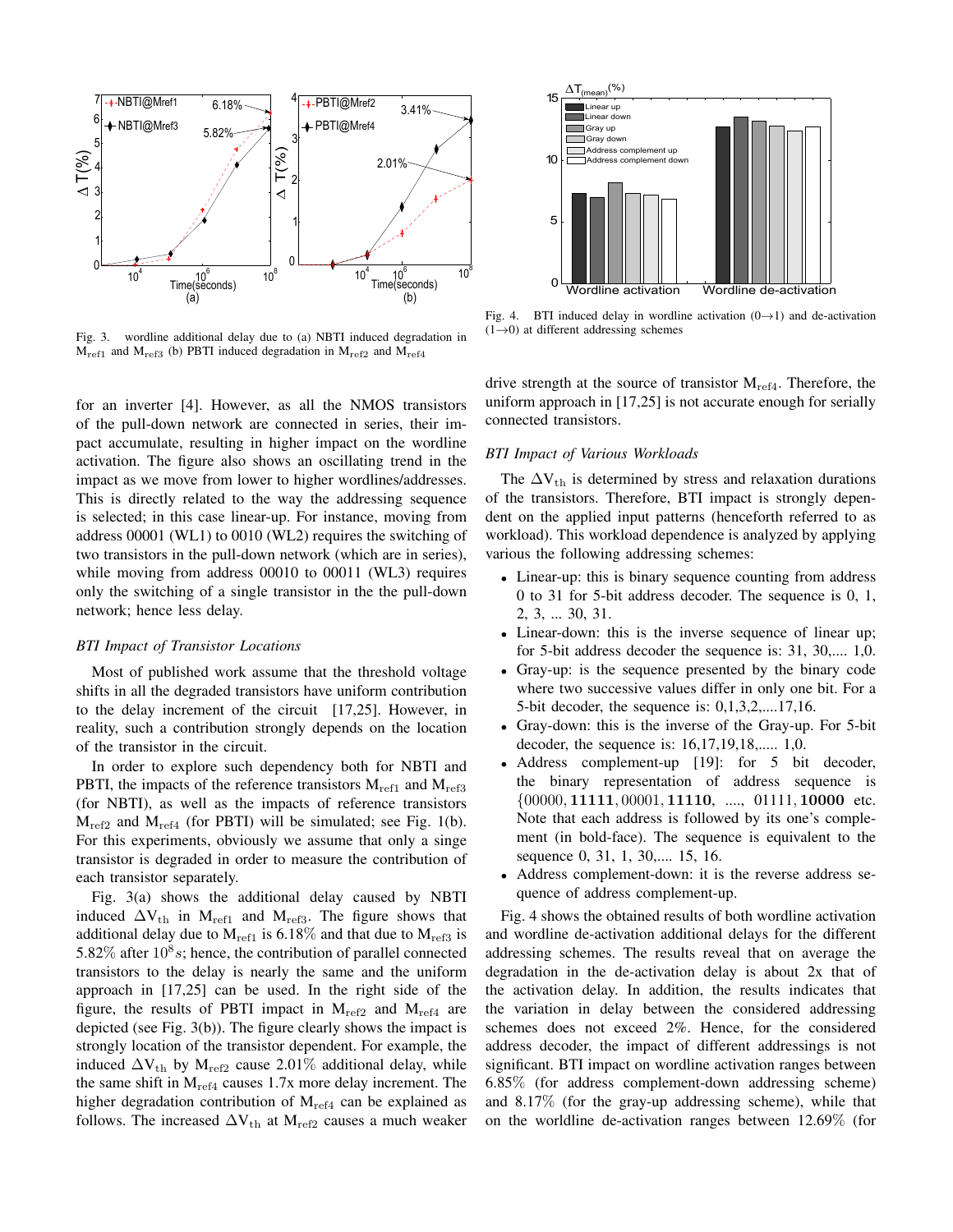Fig. 3. wordline additional delay due to (a) NBTI induced degradation in $M_{ref1}$ and $M_{ref3}$ (b) PBTI induced degradation in $M_{ref2}$ and $M_{ref4}$

Fig. 4. BTI induced delay in wordline activation (0→1) and de-activation (1→0) at different addressing schemes

for an inverter [4]. However, as all the NMOS transistors of the pull-down network are connected in series, their impact accumulate, resulting in higher impact on the wordline activation. The figure also shows an oscillating trend in the impact as we move from lower to higher wordlines/addresses. This is directly related to the way the addressing sequence is selected; in this case linear-up. For instance, moving from address 00001 (WL1) to 0010 (WL2) requires the switching of two transistors in the pull-down network (which are in series), while moving from address 00010 to 00011 (WL3) requires only the switching of a single transistor in the the pull-down network; hence less delay.

### *BTI Impact of Transistor Locations*

Most of published work assume that the threshold voltage shifts in all the degraded transistors have uniform contribution to the delay increment of the circuit [17,25]. However, in reality, such a contribution strongly depends on the location of the transistor in the circuit.

In order to explore such dependency both for NBTI and PBTI, the impacts of the reference transistors $M_{ref1}$ and $M_{ref3}$ (for NBTI), as well as the impacts of reference transistors $M_{ref2}$ and $M_{ref4}$ (for PBTI) will be simulated; see Fig. 1(b). For this experiments, obviously we assume that only a singe transistor is degraded in order to measure the contribution of each transistor separately.

Fig. 3(a) shows the additional delay caused by NBTI induced $\Delta V_{th}$ in $M_{ref1}$ and $M_{ref3}$. The figure shows that additional delay due to $M_{ref1}$ is 6.18% and that due to $M_{ref3}$ is 5.82% after $10^8 s$; hence, the contribution of parallel connected transistors to the delay is nearly the same and the uniform approach in [17,25] can be used. In the right side of the figure, the results of PBTI impact in $M_{ref2}$ and $M_{ref4}$ are depicted (see Fig. 3(b)). The figure clearly shows the impact is strongly location of the transistor dependent. For example, the induced $\Delta V_{th}$ by $M_{ref2}$ cause 2.01% additional delay, while the same shift in $M_{ref4}$ causes 1.7x more delay increment. The higher degradation contribution of $M_{ref4}$ can be explained as follows. The increased $\Delta V_{th}$ at $M_{ref2}$ causes a much weaker drive strength at the source of transistor $M_{ref4}$. Therefore, the uniform approach in [17,25] is not accurate enough for serially connected transistors.

### *BTI Impact of Various Workloads*

The $\Delta V_{th}$ is determined by stress and relaxation durations of the transistors. Therefore, BTI impact is strongly dependent on the applied input patterns (henceforth referred to as workload). This workload dependence is analyzed by applying various the following addressing schemes:

- Linear-up: this is binary sequence counting from address 0 to 31 for 5-bit address decoder. The sequence is 0, 1, 2, 3, ... 30, 31.
- Linear-down: this is the inverse sequence of linear up; for 5-bit address decoder the sequence is: 31, 30,.... 1,0.
- Gray-up: is the sequence presented by the binary code where two successive values differ in only one bit. For a 5-bit decoder, the sequence is: 0,1,3,2,....17,16.
- Gray-down: this is the inverse of the Gray-up. For 5-bit decoder, the sequence is: 16,17,19,18,..... 1,0.
- Address complement-up [19]: for 5 bit decoder, the binary representation of address sequence is $\{00000, \mathbf{11111}, 00001, \mathbf{11110}, \ldots, 01111, \mathbf{10000}$ etc. Note that each address is followed by its one's complement (in bold-face). The sequence is equivalent to the sequence 0, 31, 1, 30,.... 15, 16.
- Address complement-down: it is the reverse address sequence of address complement-up.

Fig. 4 shows the obtained results of both wordline activation and wordline de-activation additional delays for the different addressing schemes. The results reveal that on average the degradation in the de-activation delay is about 2x that of the activation delay. In addition, the results indicates that the variation in delay between the considered addressing schemes does not exceed 2%. Hence, for the considered address decoder, the impact of different addressings is not significant. BTI impact on wordline activation ranges between 6.85% (for address complement-down addressing scheme) and 8.17% (for the gray-up addressing scheme), while that on the worldline de-activation ranges between 12.69% (for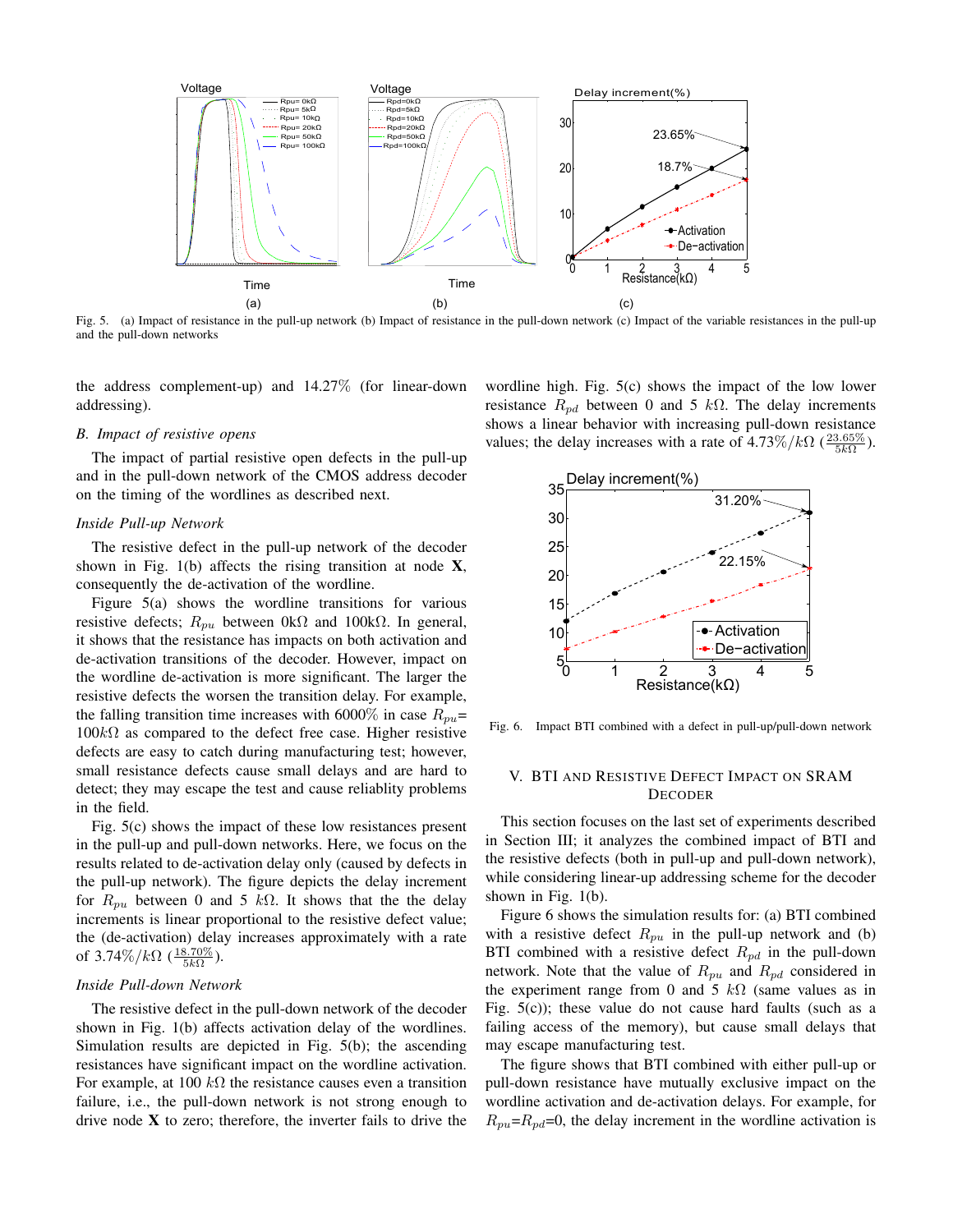Fig. 5. (a) Impact of resistance in the pull-up network (b) Impact of resistance in the pull-down network (c) Impact of the variable resistances in the pull-up and the pull-down networks

the address complement-up) and 14.27% (for linear-down addressing).

### B. Impact of resistive opens

The impact of partial resistive open defects in the pull-up and in the pull-down network of the CMOS address decoder on the timing of the wordlines as described next.

#### Inside Pull-up Network

The resistive defect in the pull-up network of the decoder shown in Fig. 1(b) affects the rising transition at node **X**, consequently the de-activation of the wordline.

Figure 5(a) shows the wordline transitions for various resistive defects; $R_{pu}$ between 0k$\Omega$ and 100k$\Omega$. In general, it shows that the resistance has impacts on both activation and de-activation transitions of the decoder. However, impact on the wordline de-activation is more significant. The larger the resistive defects the worsen the transition delay. For example, the falling transition time increases with 6000% in case $R_{pu}$= $100k\Omega$ as compared to the defect free case. Higher resistive defects are easy to catch during manufacturing test; however, small resistance defects cause small delays and are hard to detect; they may escape the test and cause reliablity problems in the field.

Fig. 5(c) shows the impact of these low resistances present in the pull-up and pull-down networks. Here, we focus on the results related to de-activation delay only (caused by defects in the pull-up network). The figure depicts the delay increment for $R_{pu}$ between 0 and 5 $k\Omega$. It shows that the the delay increments is linear proportional to the resistive defect value; the (de-activation) delay increases approximately with a rate of $3.74\%/k\Omega$ ($\frac{18.70\%}{5k\Omega}$).

#### Inside Pull-down Network

The resistive defect in the pull-down network of the decoder shown in Fig. 1(b) affects activation delay of the wordlines. Simulation results are depicted in Fig. 5(b); the ascending resistances have significant impact on the wordline activation. For example, at 100 $k\Omega$ the resistance causes even a transition failure, i.e., the pull-down network is not strong enough to drive node **X** to zero; therefore, the inverter fails to drive the wordline high. Fig. 5(c) shows the impact of the low lower resistance $R_{pd}$ between 0 and 5 $k\Omega$. The delay increments shows a linear behavior with increasing pull-down resistance values; the delay increases with a rate of $4.73\%/k\Omega$ ($\frac{23.65\%}{5k\Omega}$).

Fig. 6. Impact BTI combined with a defect in pull-up/pull-down network

## V. BTI and Resistive Defect Impact on SRAM Decoder

This section focuses on the last set of experiments described in Section III; it analyzes the combined impact of BTI and the resistive defects (both in pull-up and pull-down network), while considering linear-up addressing scheme for the decoder shown in Fig. 1(b).

Figure 6 shows the simulation results for: (a) BTI combined with a resistive defect $R_{pu}$ in the pull-up network and (b) BTI combined with a resistive defect $R_{pd}$ in the pull-down network. Note that the value of $R_{pu}$ and $R_{pd}$ considered in the experiment range from 0 and 5 $k\Omega$ (same values as in Fig. 5(c)); these value do not cause hard faults (such as a failing access of the memory), but cause small delays that may escape manufacturing test.

The figure shows that BTI combined with either pull-up or pull-down resistance have mutually exclusive impact on the wordline activation and de-activation delays. For example, for $R_{pu}$=$R_{pd}$=0, the delay increment in the wordline activation is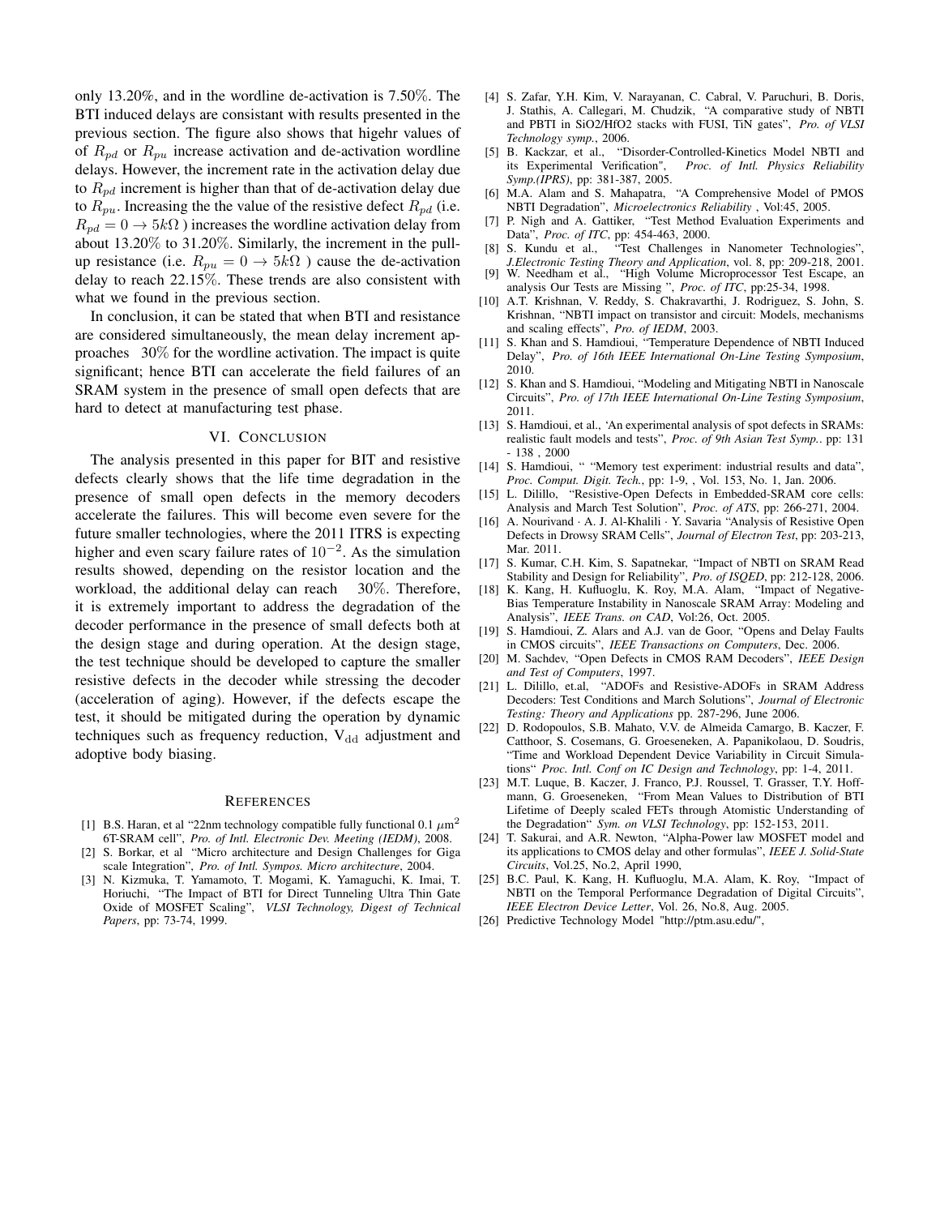only 13.20%, and in the wordline de-activation is 7.50%. The BTI induced delays are consistant with results presented in the previous section. The figure also shows that higehr values of of $R_{pd}$ or $R_{pu}$ increase activation and de-activation wordline delays. However, the increment rate in the activation delay due to $R_{pd}$ increment is higher than that of de-activation delay due to $R_{pu}$. Increasing the the value of the resistive defect $R_{pd}$ (i.e. $R_{pd} = 0 \rightarrow 5k\Omega$ ) increases the wordline activation delay from about 13.20% to 31.20%. Similarly, the increment in the pull-up resistance (i.e. $R_{pu} = 0 \rightarrow 5k\Omega$ ) cause the de-activation delay to reach 22.15%. These trends are also consistent with what we found in the previous section.

In conclusion, it can be stated that when BTI and resistance are considered simultaneously, the mean delay increment approaches 30% for the wordline activation. The impact is quite significant; hence BTI can accelerate the field failures of an SRAM system in the presence of small open defects that are hard to detect at manufacturing test phase.

## VI. Conclusion

The analysis presented in this paper for BIT and resistive defects clearly shows that the life time degradation in the presence of small open defects in the memory decoders accelerate the failures. This will become even severe for the future smaller technologies, where the 2011 ITRS is expecting higher and even scary failure rates of $10^{-2}$. As the simulation results showed, depending on the resistor location and the workload, the additional delay can reach 30%. Therefore, it is extremely important to address the degradation of the decoder performance in the presence of small defects both at the design stage and during operation. At the design stage, the test technique should be developed to capture the smaller resistive defects in the decoder while stressing the decoder (acceleration of aging). However, if the defects escape the test, it should be mitigated during the operation by dynamic techniques such as frequency reduction, $V_{dd}$ adjustment and adoptive body biasing.

## References

[1] B.S. Haran, et al "22nm technology compatible fully functional 0.1 $\mu m^2$ 6T-SRAM cell", *Pro. of Intl. Electronic Dev. Meeting (IEDM)*, 2008.

[2] S. Borkar, et al "Micro architecture and Design Challenges for Giga scale Integration", *Pro. of Intl. Sympos. Micro architecture*, 2004.

[3] N. Kizmuka, T. Yamamoto, T. Mogami, K. Yamaguchi, K. Imai, T. Horiuchi, "The Impact of BTI for Direct Tunneling Ultra Thin Gate Oxide of MOSFET Scaling", *VLSI Technology, Digest of Technical Papers*, pp: 73-74, 1999.

[4] S. Zafar, Y.H. Kim, V. Narayanan, C. Cabral, V. Paruchuri, B. Doris, J. Stathis, A. Callegari, M. Chudzik, "A comparative study of NBTI and PBTI in SiO2/HfO2 stacks with FUSI, TiN gates", *Pro. of VLSI Technology symp.*, 2006.

[5] B. Kackzar, et al., "Disorder-Controlled-Kinetics Model NBTI and its Experimental Verification", *Proc. of Intl. Physics Reliability Symp.(IPRS)*, pp: 381-387, 2005.

[6] M.A. Alam and S. Mahapatra, "A Comprehensive Model of PMOS NBTI Degradation", *Microelectronics Reliability* , Vol:45, 2005.

[7] P. Nigh and A. Gattiker, "Test Method Evaluation Experiments and Data", *Proc. of ITC*, pp: 454-463, 2000.

[8] S. Kundu et al., "Test Challenges in Nanometer Technologies", *J.Electronic Testing Theory and Application*, vol. 8, pp: 209-218, 2001.

[9] W. Needham et al., "High Volume Microprocessor Test Escape, an analysis Our Tests are Missing ", *Proc. of ITC*, pp:25-34, 1998.

[10] A.T. Krishnan, V. Reddy, S. Chakravarthi, J. Rodriguez, S. John, S. Krishnan, "NBTI impact on transistor and circuit: Models, mechanisms and scaling effects", *Pro. of IEDM*, 2003.

[11] S. Khan and S. Hamdioui, "Temperature Dependence of NBTI Induced Delay", *Pro. of 16th IEEE International On-Line Testing Symposium*, 2010.

[12] S. Khan and S. Hamdioui, "Modeling and Mitigating NBTI in Nanoscale Circuits", *Pro. of 17th IEEE International On-Line Testing Symposium*, 2011.

[13] S. Hamdioui, et al., 'An experimental analysis of spot defects in SRAMs: realistic fault models and tests", *Proc. of 9th Asian Test Symp.*. pp: 131 - 138 , 2000

[14] S. Hamdioui, " "Memory test experiment: industrial results and data", *Proc. Comput. Digit. Tech.*, pp: 1-9, , Vol. 153, No. 1, Jan. 2006.

[15] L. Dilillo, "Resistive-Open Defects in Embedded-SRAM core cells: Analysis and March Test Solution", *Proc. of ATS*, pp: 266-271, 2004.

[16] A. Nourivand · A. J. Al-Khalili · Y. Savaria "Analysis of Resistive Open Defects in Drowsy SRAM Cells", *Journal of Electron Test*, pp: 203-213, Mar. 2011.

[17] S. Kumar, C.H. Kim, S. Sapatnekar, "Impact of NBTI on SRAM Read Stability and Design for Reliability", *Pro. of ISQED*, pp: 212-128, 2006.

[18] K. Kang, H. Kufluoglu, K. Roy, M.A. Alam, "Impact of Negative-Bias Temperature Instability in Nanoscale SRAM Array: Modeling and Analysis", *IEEE Trans. on CAD*, Vol:26, Oct. 2005.

[19] S. Hamdioui, Z. Alars and A.J. van de Goor, "Opens and Delay Faults in CMOS circuits", *IEEE Transactions on Computers*, Dec. 2006.

[20] M. Sachdev, "Open Defects in CMOS RAM Decoders", *IEEE Design and Test of Computers*, 1997.

[21] L. Dilillo, et.al, "ADOFs and Resistive-ADOFs in SRAM Address Decoders: Test Conditions and March Solutions", *Journal of Electronic Testing: Theory and Applications* pp. 287-296, June 2006.

[22] D. Rodopoulos, S.B. Mahato, V.V. de Almeida Camargo, B. Kaczer, F. Catthoor, S. Cosemans, G. Groeseneken, A. Papanikolaou, D. Soudris, "Time and Workload Dependent Device Variability in Circuit Simulations" *Proc. Intl. Conf on IC Design and Technology*, pp: 1-4, 2011.

[23] M.T. Luque, B. Kaczer, J. Franco, P.J. Roussel, T. Grasser, T.Y. Hoffmann, G. Groeseneken, "From Mean Values to Distribution of BTI Lifetime of Deeply scaled FETs through Atomistic Understanding of the Degradation" *Sym. on VLSI Technology*, pp: 152-153, 2011.

[24] T. Sakurai, and A.R. Newton, "Alpha-Power law MOSFET model and its applications to CMOS delay and other formulas", *IEEE J. Solid-State Circuits*, Vol.25, No.2, April 1990,

[25] B.C. Paul, K. Kang, H. Kufluoglu, M.A. Alam, K. Roy, "Impact of NBTI on the Temporal Performance Degradation of Digital Circuits", *IEEE Electron Device Letter*, Vol. 26, No.8, Aug. 2005.

[26] Predictive Technology Model "http://ptm.asu.edu/",